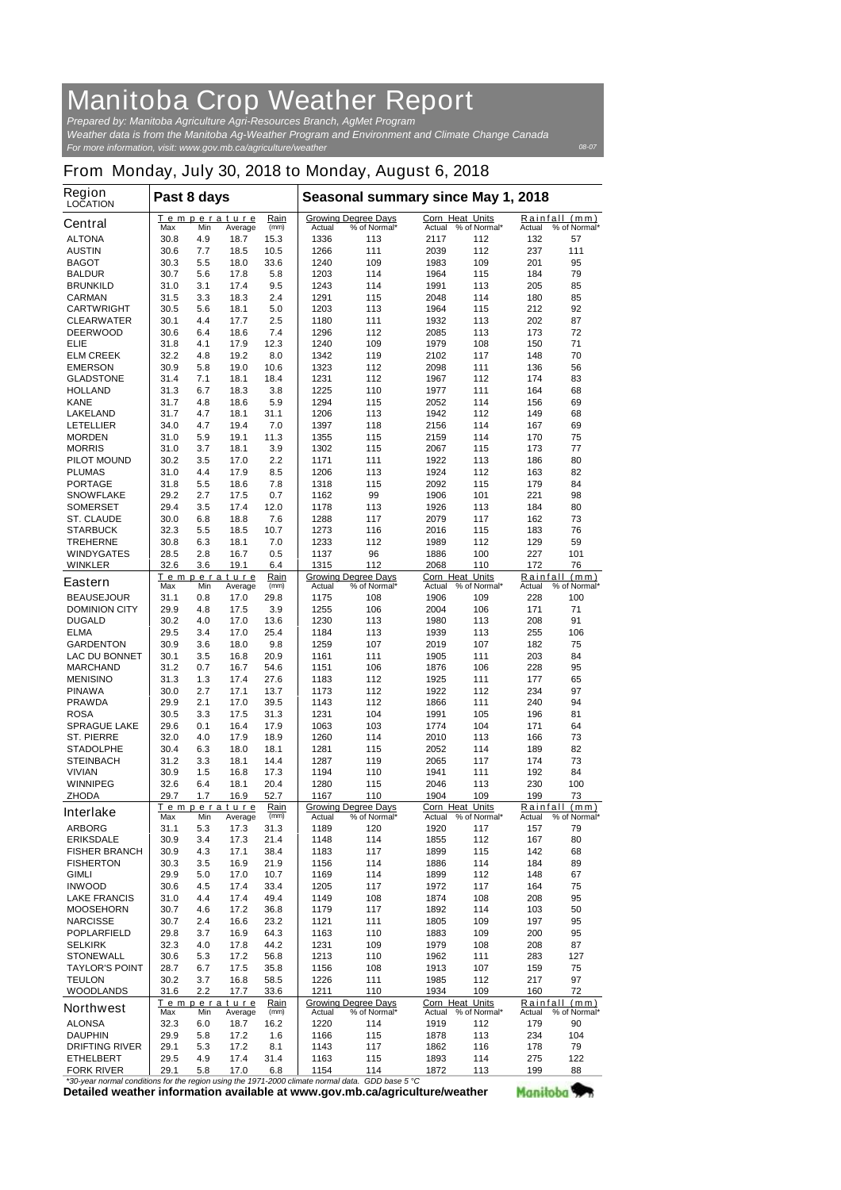# Manitoba Crop Weather Report

*Prepared by: Manitoba Agriculture Agri-Resources Branch, AgMet Program*
*Weather data is from the Manitoba Ag-Weather Program and Environment and Climate Change Canada*
*For more information, visit: www.gov.mb.ca/agriculture/weather*

08-07

## From Monday, July 30, 2018 to Monday, August 6, 2018

| Region LOCATION | Past 8 days | | | | Seasonal summary since May 1, 2018 | | | | | |
|---|---|---|---|---|---|---|---|---|---|---|
| | Temperature | | | Rain | Growing Degree Days | | Corn Heat Units | | Rainfall (mm) | |
| **Central** | Max | Min | Average | (mm) | Actual | % of Normal* | Actual | % of Normal* | Actual | % of Normal* |
| ALTONA | 30.8 | 4.9 | 18.7 | 15.3 | 1336 | 113 | 2117 | 112 | 132 | 57 |
| AUSTIN | 30.6 | 7.7 | 18.5 | 10.5 | 1266 | 111 | 2039 | 112 | 237 | 111 |
| BAGOT | 30.3 | 5.5 | 18.0 | 33.6 | 1240 | 109 | 1983 | 109 | 201 | 95 |
| BALDUR | 30.7 | 5.6 | 17.8 | 5.8 | 1203 | 114 | 1964 | 115 | 184 | 79 |
| BRUNKILD | 31.0 | 3.1 | 17.4 | 9.5 | 1243 | 114 | 1991 | 113 | 205 | 85 |
| CARMAN | 31.5 | 3.3 | 18.3 | 2.4 | 1291 | 115 | 2048 | 114 | 180 | 85 |
| CARTWRIGHT | 30.5 | 5.6 | 18.1 | 5.0 | 1203 | 113 | 1964 | 115 | 212 | 92 |
| CLEARWATER | 30.1 | 4.4 | 17.7 | 2.5 | 1180 | 111 | 1932 | 113 | 202 | 87 |
| DEERWOOD | 30.6 | 6.4 | 18.6 | 7.4 | 1296 | 112 | 2085 | 113 | 173 | 72 |
| ELIE | 31.8 | 4.1 | 17.9 | 12.3 | 1240 | 109 | 1979 | 108 | 150 | 71 |
| ELM CREEK | 32.2 | 4.8 | 19.2 | 8.0 | 1342 | 119 | 2102 | 117 | 148 | 70 |
| EMERSON | 30.9 | 5.8 | 19.0 | 10.6 | 1323 | 112 | 2098 | 111 | 136 | 56 |
| GLADSTONE | 31.4 | 7.1 | 18.1 | 18.4 | 1231 | 112 | 1967 | 112 | 174 | 83 |
| HOLLAND | 31.3 | 6.7 | 18.3 | 3.8 | 1225 | 110 | 1977 | 111 | 164 | 68 |
| KANE | 31.7 | 4.8 | 18.6 | 5.9 | 1294 | 115 | 2052 | 114 | 156 | 69 |
| LAKELAND | 31.7 | 4.7 | 18.1 | 31.1 | 1206 | 113 | 1942 | 112 | 149 | 68 |
| LETELLIER | 34.0 | 4.7 | 19.4 | 7.0 | 1397 | 118 | 2156 | 114 | 167 | 69 |
| MORDEN | 31.0 | 5.9 | 19.1 | 11.3 | 1355 | 115 | 2159 | 114 | 170 | 75 |
| MORRIS | 31.0 | 3.7 | 18.1 | 3.9 | 1302 | 115 | 2067 | 115 | 173 | 77 |
| PILOT MOUND | 30.2 | 3.5 | 17.0 | 2.2 | 1171 | 111 | 1922 | 113 | 186 | 80 |
| PLUMAS | 31.0 | 4.4 | 17.9 | 8.5 | 1206 | 113 | 1924 | 112 | 163 | 82 |
| PORTAGE | 31.8 | 5.5 | 18.6 | 7.8 | 1318 | 115 | 2092 | 115 | 179 | 84 |
| SNOWFLAKE | 29.2 | 2.7 | 17.5 | 0.7 | 1162 | 99 | 1906 | 101 | 221 | 98 |
| SOMERSET | 29.4 | 3.5 | 17.4 | 12.0 | 1178 | 113 | 1926 | 113 | 184 | 80 |
| ST. CLAUDE | 30.0 | 6.8 | 18.8 | 7.6 | 1288 | 117 | 2079 | 117 | 162 | 73 |
| STARBUCK | 32.3 | 5.5 | 18.5 | 10.7 | 1273 | 116 | 2016 | 115 | 183 | 76 |
| TREHERNE | 30.8 | 6.3 | 18.1 | 7.0 | 1233 | 112 | 1989 | 112 | 129 | 59 |
| WINDYGATES | 28.5 | 2.8 | 16.7 | 0.5 | 1137 | 96 | 1886 | 100 | 227 | 101 |
| WINKLER | 32.6 | 3.6 | 19.1 | 6.4 | 1315 | 112 | 2068 | 110 | 172 | 76 |
| **Eastern** | Max | Min | Average | (mm) | Actual | % of Normal* | Actual | % of Normal* | Actual | % of Normal* |
| BEAUSEJOUR | 31.1 | 0.8 | 17.0 | 29.8 | 1175 | 108 | 1906 | 109 | 228 | 100 |
| DOMINION CITY | 29.9 | 4.8 | 17.5 | 3.9 | 1255 | 106 | 2004 | 106 | 171 | 71 |
| DUGALD | 30.2 | 4.0 | 17.0 | 13.6 | 1230 | 113 | 1980 | 113 | 208 | 91 |
| ELMA | 29.5 | 3.4 | 17.0 | 25.4 | 1184 | 113 | 1939 | 113 | 255 | 106 |
| GARDENTON | 30.9 | 3.6 | 18.0 | 9.8 | 1259 | 107 | 2019 | 107 | 182 | 75 |
| LAC DU BONNET | 30.1 | 3.5 | 16.8 | 20.9 | 1161 | 111 | 1905 | 111 | 203 | 84 |
| MARCHAND | 31.2 | 0.7 | 16.7 | 54.6 | 1151 | 106 | 1876 | 106 | 228 | 95 |
| MENISINO | 31.3 | 1.3 | 17.4 | 27.6 | 1183 | 112 | 1925 | 111 | 177 | 65 |
| PINAWA | 30.0 | 2.7 | 17.1 | 13.7 | 1173 | 112 | 1922 | 112 | 234 | 97 |
| PRAWDA | 29.9 | 2.1 | 17.0 | 39.5 | 1143 | 112 | 1866 | 111 | 240 | 94 |
| ROSA | 30.5 | 3.3 | 17.5 | 31.3 | 1231 | 104 | 1991 | 105 | 196 | 81 |
| SPRAGUE LAKE | 29.6 | 0.1 | 16.4 | 17.9 | 1063 | 103 | 1774 | 104 | 171 | 64 |
| ST. PIERRE | 32.0 | 4.0 | 17.9 | 18.9 | 1260 | 114 | 2010 | 113 | 166 | 73 |
| STADOLPHE | 30.4 | 6.3 | 18.0 | 18.1 | 1281 | 115 | 2052 | 114 | 189 | 82 |
| STEINBACH | 31.2 | 3.3 | 18.1 | 14.4 | 1287 | 119 | 2065 | 117 | 174 | 73 |
| VIVIAN | 30.9 | 1.5 | 16.8 | 17.3 | 1194 | 110 | 1941 | 111 | 192 | 84 |
| WINNIPEG | 32.6 | 6.4 | 18.1 | 20.4 | 1280 | 115 | 2046 | 113 | 230 | 100 |
| ZHODA | 29.7 | 1.7 | 16.9 | 52.7 | 1167 | 110 | 1904 | 109 | 199 | 73 |
| **Interlake** | Max | Min | Average | (mm) | Actual | % of Normal* | Actual | % of Normal* | Actual | % of Normal* |
| ARBORG | 31.1 | 5.3 | 17.3 | 31.3 | 1189 | 120 | 1920 | 117 | 157 | 79 |
| ERIKSDALE | 30.9 | 3.4 | 17.3 | 21.4 | 1148 | 114 | 1855 | 112 | 167 | 80 |
| FISHER BRANCH | 30.9 | 4.3 | 17.1 | 38.4 | 1183 | 117 | 1899 | 115 | 142 | 68 |
| FISHERTON | 30.3 | 3.5 | 16.9 | 21.9 | 1156 | 114 | 1886 | 114 | 184 | 89 |
| GIMLI | 29.9 | 5.0 | 17.0 | 10.7 | 1169 | 114 | 1899 | 112 | 148 | 67 |
| INWOOD | 30.6 | 4.5 | 17.4 | 33.4 | 1205 | 117 | 1972 | 117 | 164 | 75 |
| LAKE FRANCIS | 31.0 | 4.4 | 17.4 | 49.4 | 1149 | 108 | 1874 | 108 | 208 | 95 |
| MOOSEHORN | 30.7 | 4.6 | 17.2 | 36.8 | 1179 | 117 | 1892 | 114 | 103 | 50 |
| NARCISSE | 30.7 | 2.4 | 16.6 | 23.2 | 1121 | 111 | 1805 | 109 | 197 | 95 |
| POPLARFIELD | 29.8 | 3.7 | 16.9 | 64.3 | 1163 | 110 | 1883 | 109 | 200 | 95 |
| SELKIRK | 32.3 | 4.0 | 17.8 | 44.2 | 1231 | 109 | 1979 | 108 | 208 | 87 |
| STONEWALL | 30.6 | 5.3 | 17.2 | 56.8 | 1213 | 110 | 1962 | 111 | 283 | 127 |
| TAYLOR'S POINT | 28.7 | 6.7 | 17.5 | 35.8 | 1156 | 108 | 1913 | 107 | 159 | 75 |
| TEULON | 30.2 | 3.7 | 16.8 | 58.5 | 1226 | 111 | 1985 | 112 | 217 | 97 |
| WOODLANDS | 31.6 | 2.2 | 17.7 | 33.6 | 1211 | 110 | 1934 | 109 | 160 | 72 |
| **Northwest** | Max | Min | Average | (mm) | Actual | % of Normal* | Actual | % of Normal* | Actual | % of Normal* |
| ALONSA | 32.3 | 6.0 | 18.7 | 16.2 | 1220 | 114 | 1919 | 112 | 179 | 90 |
| DAUPHIN | 29.9 | 5.8 | 17.2 | 1.6 | 1166 | 115 | 1878 | 113 | 234 | 104 |
| DRIFTING RIVER | 29.1 | 5.3 | 17.2 | 8.1 | 1143 | 117 | 1862 | 116 | 178 | 79 |
| ETHELBERT | 29.5 | 4.9 | 17.4 | 31.4 | 1163 | 115 | 1893 | 114 | 275 | 122 |
| FORK RIVER | 29.1 | 5.8 | 17.0 | 6.8 | 1154 | 114 | 1872 | 113 | 199 | 88 |

*\*30-year normal conditions for the region using the 1971-2000 climate normal data. GDD base 5 °C*

**Detailed weather information available at www.gov.mb.ca/agriculture/weather**

Manitoba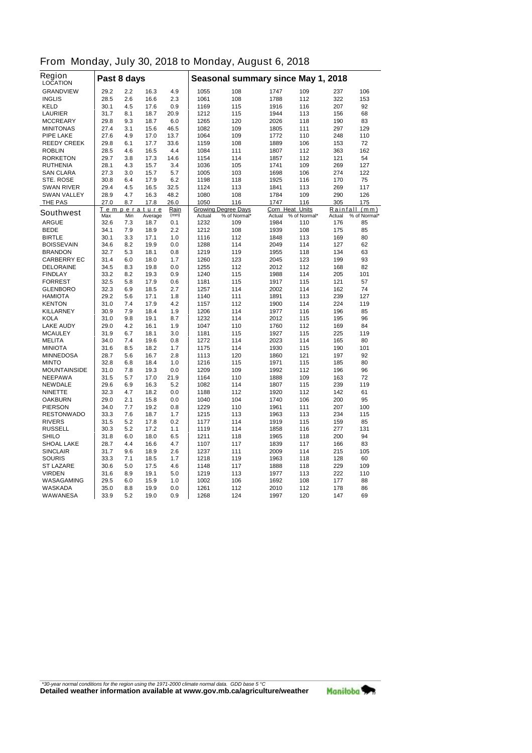# From Monday, July 30, 2018 to Monday, August 6, 2018

| Region LOCATION | Past 8 days | | | | Seasonal summary since May 1, 2018 | | | | | |
|---|---|---|---|---|---|---|---|---|---|---|
| GRANDVIEW | 29.2 | 2.2 | 16.3 | 4.9 | 1055 | 108 | 1747 | 109 | 237 | 106 |
| INGLIS | 28.5 | 2.6 | 16.6 | 2.3 | 1061 | 108 | 1788 | 112 | 322 | 153 |
| KELD | 30.1 | 4.5 | 17.6 | 0.9 | 1169 | 115 | 1916 | 116 | 207 | 92 |
| LAURIER | 31.7 | 8.1 | 18.7 | 20.9 | 1212 | 115 | 1944 | 113 | 156 | 68 |
| MCCREARY | 29.8 | 9.3 | 18.7 | 6.0 | 1265 | 120 | 2026 | 118 | 190 | 83 |
| MINITONAS | 27.4 | 3.1 | 15.6 | 46.5 | 1082 | 109 | 1805 | 111 | 297 | 129 |
| PIPE LAKE | 27.6 | 4.9 | 17.0 | 13.7 | 1064 | 109 | 1772 | 110 | 248 | 110 |
| REEDY CREEK | 29.8 | 6.1 | 17.7 | 33.6 | 1159 | 108 | 1889 | 106 | 153 | 72 |
| ROBLIN | 28.5 | 4.6 | 16.5 | 4.4 | 1084 | 111 | 1807 | 112 | 363 | 162 |
| RORKETON | 29.7 | 3.8 | 17.3 | 14.6 | 1154 | 114 | 1857 | 112 | 121 | 54 |
| RUTHENIA | 28.1 | 4.3 | 15.7 | 3.4 | 1036 | 105 | 1741 | 109 | 269 | 127 |
| SAN CLARA | 27.3 | 3.0 | 15.7 | 5.7 | 1005 | 103 | 1698 | 106 | 274 | 122 |
| STE. ROSE | 30.8 | 6.4 | 17.9 | 6.2 | 1198 | 118 | 1925 | 116 | 170 | 75 |
| SWAN RIVER | 29.4 | 4.5 | 16.5 | 32.5 | 1124 | 113 | 1841 | 113 | 269 | 117 |
| SWAN VALLEY | 28.9 | 4.7 | 16.3 | 48.2 | 1080 | 108 | 1784 | 109 | 290 | 126 |
| THE PAS | 27.0 | 8.7 | 17.8 | 26.0 | 1050 | 116 | 1747 | 116 | 305 | 175 |

| Southwest | Temperature | | | Rain (mm) | Growing Degree Days | | Corn Heat Units | | Rainfall (mm) | |
|---|---|---|---|---|---|---|---|---|---|---|
| | Max | Min | Average | | Actual | % of Normal* | Actual | % of Normal* | Actual | % of Normal* |
| ARGUE | 32.6 | 7.3 | 18.7 | 0.1 | 1232 | 109 | 1984 | 110 | 176 | 85 |
| BEDE | 34.1 | 7.9 | 18.9 | 2.2 | 1212 | 108 | 1939 | 108 | 175 | 85 |
| BIRTLE | 30.1 | 3.3 | 17.1 | 1.0 | 1116 | 112 | 1848 | 113 | 169 | 80 |
| BOISSEVAIN | 34.6 | 8.2 | 19.9 | 0.0 | 1288 | 114 | 2049 | 114 | 127 | 62 |
| BRANDON | 32.7 | 5.3 | 18.1 | 0.8 | 1219 | 119 | 1955 | 118 | 134 | 63 |
| CARBERRY EC | 31.4 | 6.0 | 18.0 | 1.7 | 1260 | 123 | 2045 | 123 | 199 | 93 |
| DELORAINE | 34.5 | 8.3 | 19.8 | 0.0 | 1255 | 112 | 2012 | 112 | 168 | 82 |
| FINDLAY | 33.2 | 8.2 | 19.3 | 0.9 | 1240 | 115 | 1988 | 114 | 205 | 101 |
| FORREST | 32.5 | 5.8 | 17.9 | 0.6 | 1181 | 115 | 1917 | 115 | 121 | 57 |
| GLENBORO | 32.3 | 6.9 | 18.5 | 2.7 | 1257 | 114 | 2002 | 114 | 162 | 74 |
| HAMIOTA | 29.2 | 5.6 | 17.1 | 1.8 | 1140 | 111 | 1891 | 113 | 239 | 127 |
| KENTON | 31.0 | 7.4 | 17.9 | 4.2 | 1157 | 112 | 1900 | 114 | 224 | 119 |
| KILLARNEY | 30.9 | 7.9 | 18.4 | 1.9 | 1206 | 114 | 1977 | 116 | 196 | 85 |
| KOLA | 31.0 | 9.8 | 19.1 | 8.7 | 1232 | 114 | 2012 | 115 | 195 | 96 |
| LAKE AUDY | 29.0 | 4.2 | 16.1 | 1.9 | 1047 | 110 | 1760 | 112 | 169 | 84 |
| MCAULEY | 31.9 | 6.7 | 18.1 | 3.0 | 1181 | 115 | 1927 | 115 | 225 | 119 |
| MELITA | 34.0 | 7.4 | 19.6 | 0.8 | 1272 | 114 | 2023 | 114 | 165 | 80 |
| MINIOTA | 31.6 | 8.5 | 18.2 | 1.7 | 1175 | 114 | 1930 | 115 | 190 | 101 |
| MINNEDOSA | 28.7 | 5.6 | 16.7 | 2.8 | 1113 | 120 | 1860 | 121 | 197 | 92 |
| MINTO | 32.8 | 6.8 | 18.4 | 1.0 | 1216 | 115 | 1971 | 115 | 185 | 80 |
| MOUNTAINSIDE | 31.0 | 7.8 | 19.3 | 0.0 | 1209 | 109 | 1992 | 112 | 196 | 96 |
| NEEPAWA | 31.5 | 5.7 | 17.0 | 21.9 | 1164 | 110 | 1888 | 109 | 163 | 72 |
| NEWDALE | 29.6 | 6.9 | 16.3 | 5.2 | 1082 | 114 | 1807 | 115 | 239 | 119 |
| NINETTE | 32.3 | 4.7 | 18.2 | 0.0 | 1188 | 112 | 1920 | 112 | 142 | 61 |
| OAKBURN | 29.0 | 2.1 | 15.8 | 0.0 | 1040 | 104 | 1740 | 106 | 200 | 95 |
| PIERSON | 34.0 | 7.7 | 19.2 | 0.8 | 1229 | 110 | 1961 | 111 | 207 | 100 |
| RESTONWADO | 33.3 | 7.6 | 18.7 | 1.7 | 1215 | 113 | 1963 | 113 | 234 | 115 |
| RIVERS | 31.5 | 5.2 | 17.8 | 0.2 | 1177 | 114 | 1919 | 115 | 159 | 85 |
| RUSSELL | 30.3 | 5.2 | 17.2 | 1.1 | 1119 | 114 | 1858 | 116 | 277 | 131 |
| SHILO | 31.8 | 6.0 | 18.0 | 6.5 | 1211 | 118 | 1965 | 118 | 200 | 94 |
| SHOAL LAKE | 28.7 | 4.4 | 16.6 | 4.7 | 1107 | 117 | 1839 | 117 | 166 | 83 |
| SINCLAIR | 31.7 | 9.6 | 18.9 | 2.6 | 1237 | 111 | 2009 | 114 | 215 | 105 |
| SOURIS | 33.3 | 7.1 | 18.5 | 1.7 | 1218 | 119 | 1963 | 118 | 128 | 60 |
| ST LAZARE | 30.6 | 5.0 | 17.5 | 4.6 | 1148 | 117 | 1888 | 118 | 229 | 109 |
| VIRDEN | 31.6 | 8.9 | 19.1 | 5.0 | 1219 | 113 | 1977 | 113 | 222 | 110 |
| WASAGAMING | 29.5 | 6.0 | 15.9 | 1.0 | 1002 | 106 | 1692 | 108 | 177 | 88 |
| WASKADA | 35.0 | 8.8 | 19.9 | 0.0 | 1261 | 112 | 2010 | 112 | 178 | 86 |
| WAWANESA | 33.9 | 5.2 | 19.0 | 0.9 | 1268 | 124 | 1997 | 120 | 147 | 69 |

*\*30-year normal conditions for the region using the 1971-2000 climate normal data. GDD base 5 °C*

**Detailed weather information available at www.gov.mb.ca/agriculture/weather**

Manitoba